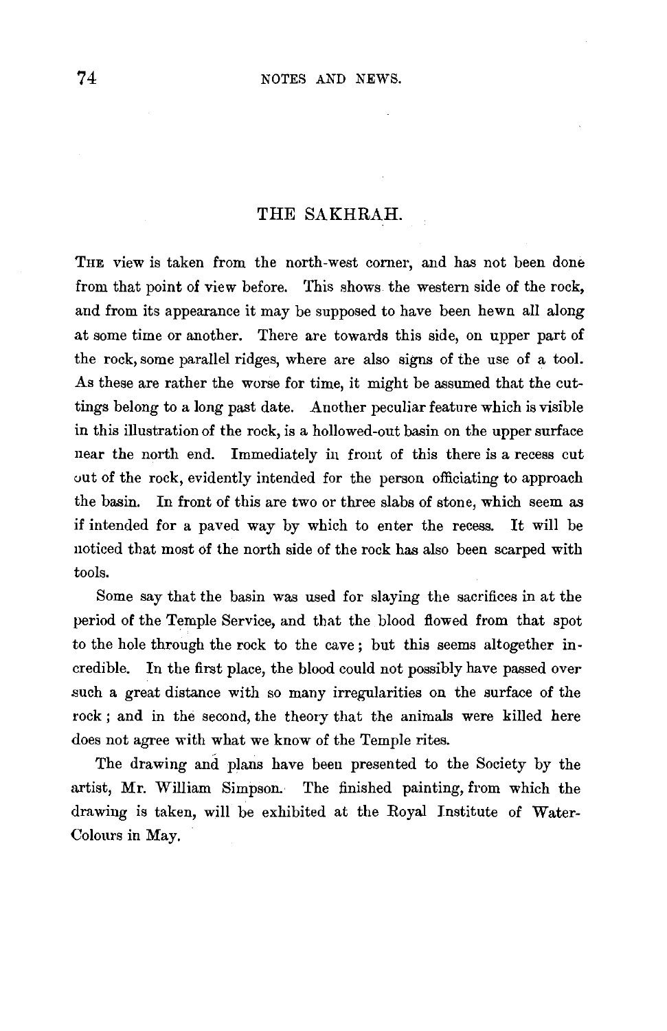## THE SAKHRAH.

The view is taken from the north-west corner, and has not been done from that point of view before. This shows the western side of the rock, and from its appearance it may be supposed to have been hewn all along at some time or another. There are towards this side, on upper part of the rock, some parallel ridges, where are also signs of the use of a tool. As these are rather the worse for time, it might be assumed that the cuttings belong to a long past date. Another peculiar feature which is visible in this illustration of the rock, is a hollowed-out basin on the upper surface near the north end. Immediately in front of this there is a recess cut out of the rock, evidently intended for the person officiating to approach the basin. In front of this are two or three slabs of stone, which seem as if intended for a paved way by which to enter the recess. It will be noticed that most of the north side of the rock has also been scarped with tools.

Some say that the basin was used for slaying the sacrifices in at the period of the Temple Service, and that the blood flowed from that spot to the hole through the rock to the cave; but this seems altogether incredible. In the first place, the blood could not possibly have passed over such a great distance with so many irregularities on the surface of the rock; and in the second, the theory that the animals were killed here does not agree with what we know of the Temple rites.

The drawing and plans have been presented to the Society by the artist, Mr. William Simpson. The finished painting, from which the drawing is taken, will be exhibited at the Royal Institute of Water-Colours in May.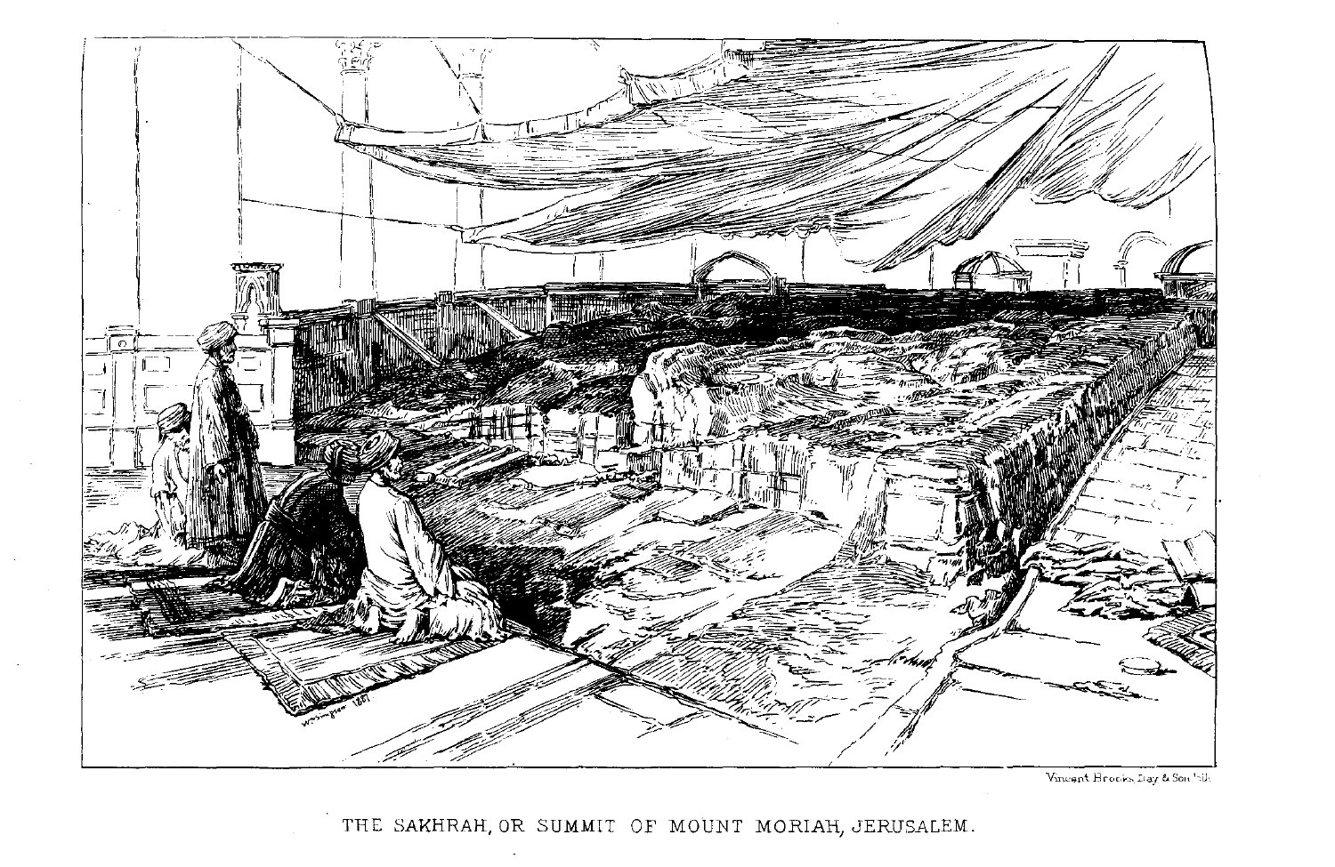Vincent Brooks Day & Son lith

THE SAKHRAH, OR SUMMIT OF MOUNT MORIAH, JERUSALEM.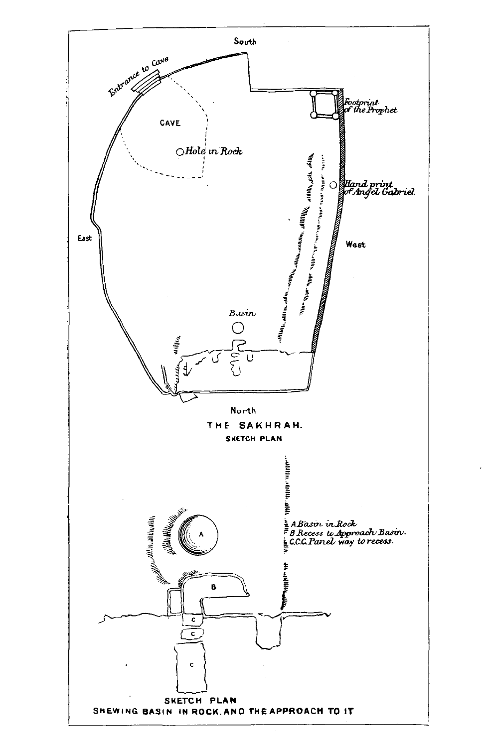South

Entrance to Cave

CAVE

Hole in Rock

Footprint of the Prophet

Hand print of Angel Gabriel

East

West

Basin

North

THE SAKHRAH.

SKETCH PLAN

A Basin in Rock.
B Recess to Approach Basin.
C.C.C. Panel way to recess.

A

B

C

C

C

SKETCH PLAN
SHEWING BASIN IN ROCK, AND THE APPROACH TO IT